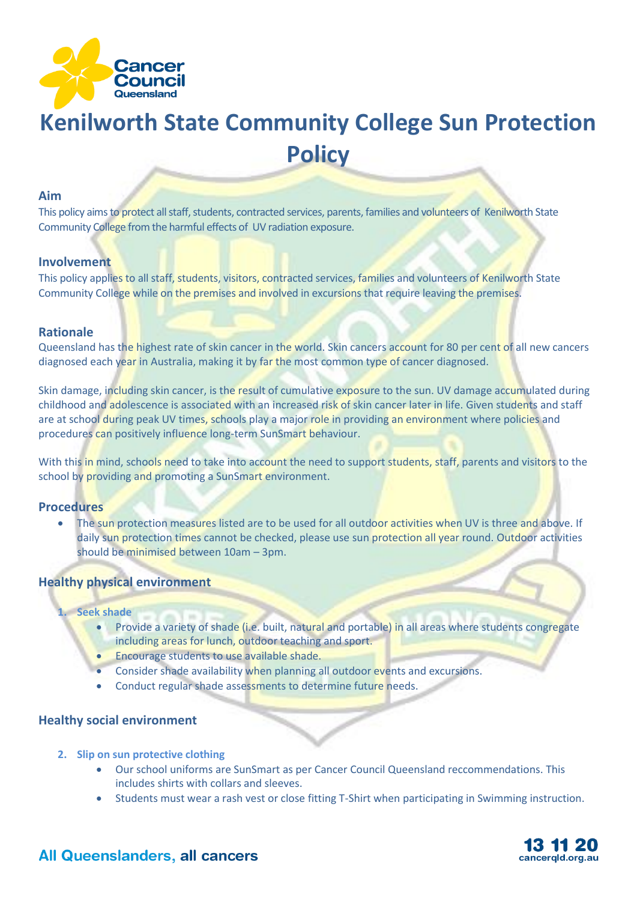# Kenilworth State Community College Sun Protection Policy

## Aim

This policy aims to protect all staff, students, contracted services, parents, families and volunteers of Kenilworth State Community College from the harmful effects of UV radiation exposure.

## Involvement

This policy applies to all staff, students, visitors, contracted services, families and volunteers of Kenilworth State Community College while on the premises and involved in excursions that require leaving the premises.

## Rationale

Queensland has the highest rate of skin cancer in the world. Skin cancers account for 80 per cent of all new cancers diagnosed each year in Australia, making it by far the most common type of cancer diagnosed.

Skin damage, including skin cancer, is the result of cumulative exposure to the sun. UV damage accumulated during childhood and adolescence is associated with an increased risk of skin cancer later in life. Given students and staff are at school during peak UV times, schools play a major role in providing an environment where policies and procedures can positively influence long-term SunSmart behaviour.

With this in mind, schools need to take into account the need to support students, staff, parents and visitors to the school by providing and promoting a SunSmart environment.

## Procedures

- The sun protection measures listed are to be used for all outdoor activities when UV is three and above. If daily sun protection times cannot be checked, please use sun protection all year round. Outdoor activities should be minimised between 10am – 3pm.

## Healthy physical environment

1. **Seek shade**
   - Provide a variety of shade (i.e. built, natural and portable) in all areas where students congregate including areas for lunch, outdoor teaching and sport.
   - Encourage students to use available shade.
   - Consider shade availability when planning all outdoor events and excursions.
   - Conduct regular shade assessments to determine future needs.

## Healthy social environment

2. **Slip on sun protective clothing**
   - Our school uniforms are SunSmart as per Cancer Council Queensland reccommendations. This includes shirts with collars and sleeves.
   - Students must wear a rash vest or close fitting T-Shirt when participating in Swimming instruction.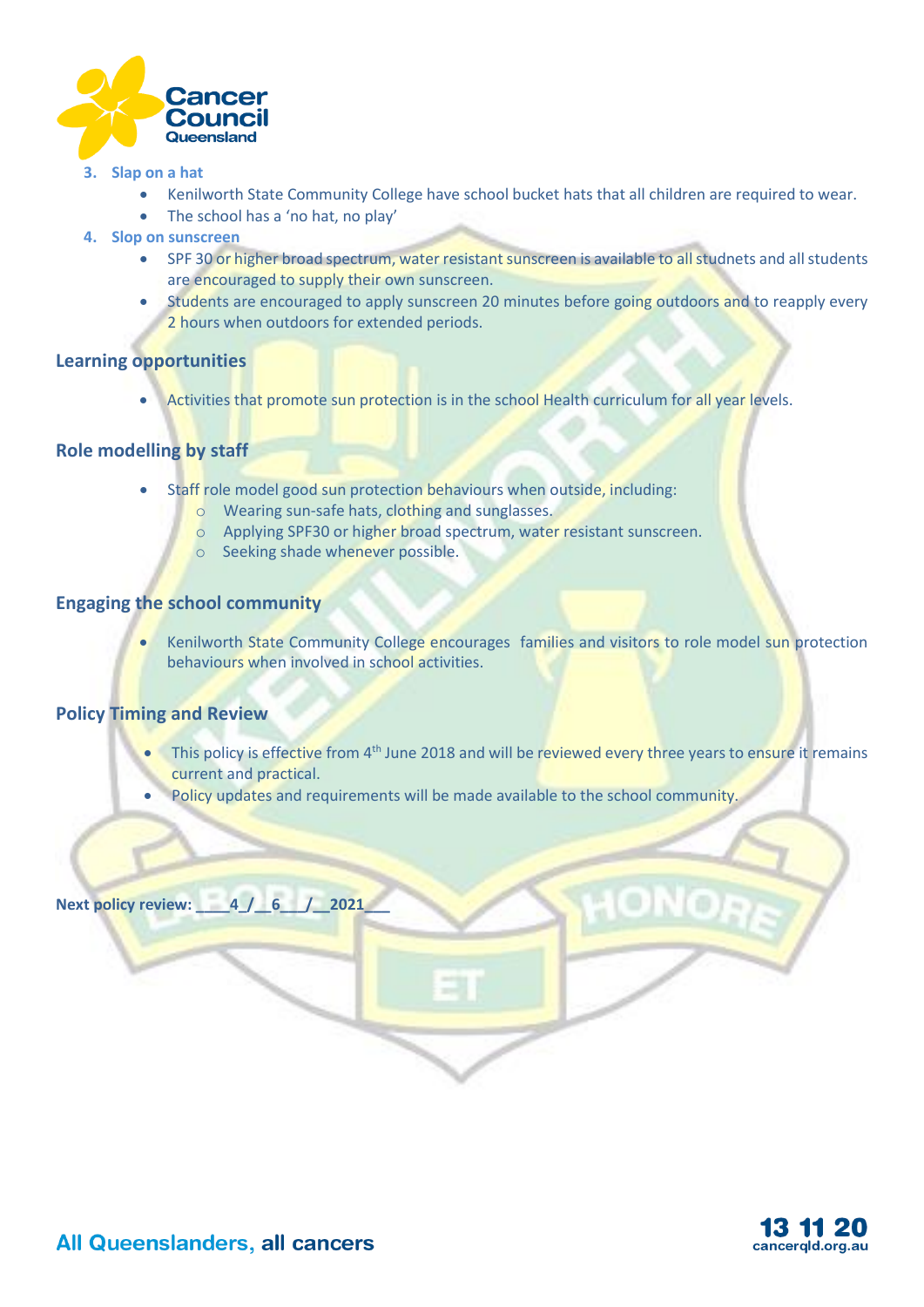3. **Slap on a hat**
   - Kenilworth State Community College have school bucket hats that all children are required to wear.
   - The school has a 'no hat, no play'
4. **Slop on sunscreen**
   - SPF 30 or higher broad spectrum, water resistant sunscreen is available to all studnets and all students are encouraged to supply their own sunscreen.
   - Students are encouraged to apply sunscreen 20 minutes before going outdoors and to reapply every 2 hours when outdoors for extended periods.

## Learning opportunities

- Activities that promote sun protection is in the school Health curriculum for all year levels.

## Role modelling by staff

- Staff role model good sun protection behaviours when outside, including:
  - Wearing sun-safe hats, clothing and sunglasses.
  - Applying SPF30 or higher broad spectrum, water resistant sunscreen.
  - Seeking shade whenever possible.

## Engaging the school community

- Kenilworth State Community College encourages families and visitors to role model sun protection behaviours when involved in school activities.

## Policy Timing and Review

- This policy is effective from 4th June 2018 and will be reviewed every three years to ensure it remains current and practical.
- Policy updates and requirements will be made available to the school community.

**Next policy review: ____4_/__6___/__2021___**

All Queenslanders, all cancers

13 11 20
cancerqld.org.au